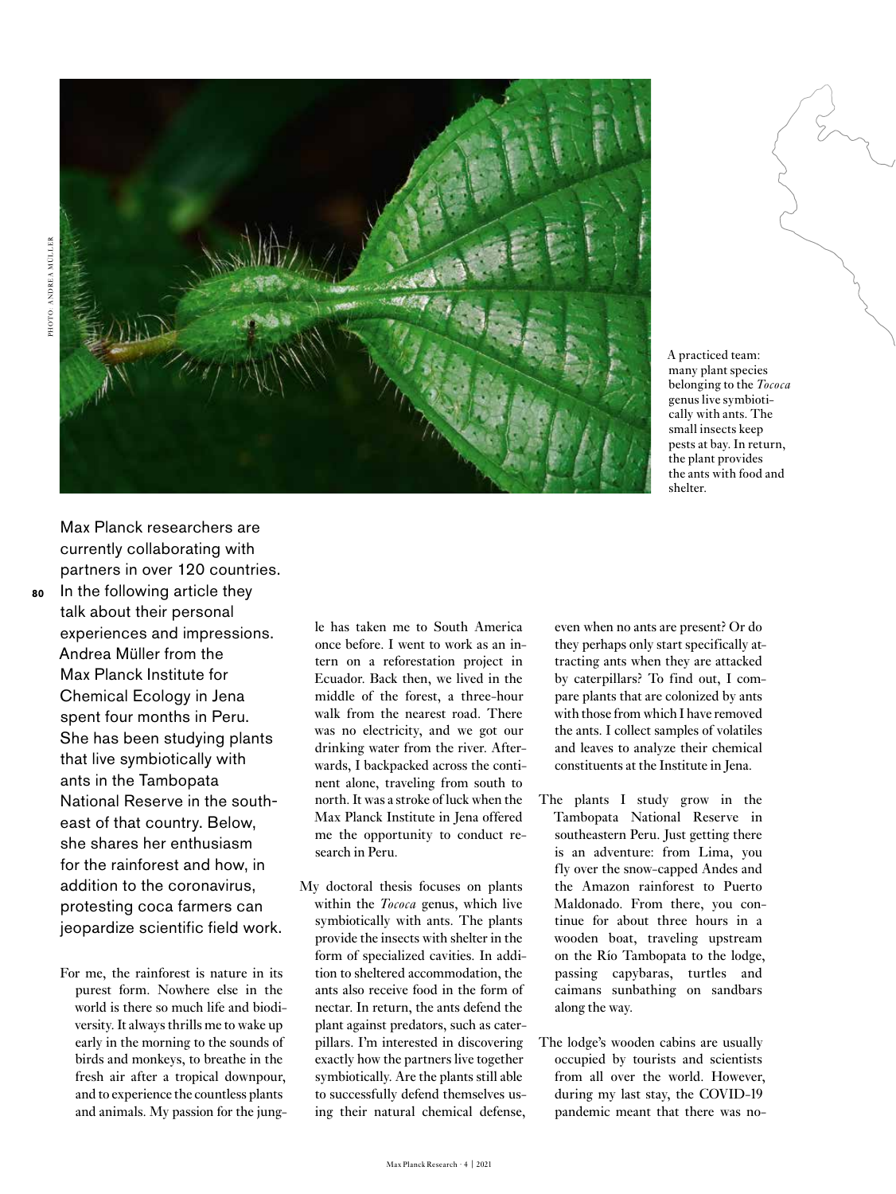A practiced team: many plant species belonging to the *Tococa* genus live symbiotically with ants. The small insects keep pests at bay. In return, the plant provides the ants with food and shelter.

PHOTO: ANDREA MÜLLER

Max Planck researchers are currently collaborating with partners in over 120 countries. In the following article they talk about their personal experiences and impressions. Andrea Müller from the Max Planck Institute for Chemical Ecology in Jena spent four months in Peru. She has been studying plants that live symbiotically with ants in the Tambopata National Reserve in the southeast of that country. Below, she shares her enthusiasm for the rainforest and how, in addition to the coronavirus, protesting coca farmers can jeopardize scientific field work.

For me, the rainforest is nature in its purest form. Nowhere else in the world is there so much life and biodiversity. It always thrills me to wake up early in the morning to the sounds of birds and monkeys, to breathe in the fresh air after a tropical downpour, and to experience the countless plants and animals. My passion for the jungle has taken me to South America once before. I went to work as an intern on a reforestation project in Ecuador. Back then, we lived in the middle of the forest, a three-hour walk from the nearest road. There was no electricity, and we got our drinking water from the river. Afterwards, I backpacked across the continent alone, traveling from south to north. It was a stroke of luck when the Max Planck Institute in Jena offered me the opportunity to conduct research in Peru.

My doctoral thesis focuses on plants within the *Tococa* genus, which live symbiotically with ants. The plants provide the insects with shelter in the form of specialized cavities. In addition to sheltered accommodation, the ants also receive food in the form of nectar. In return, the ants defend the plant against predators, such as caterpillars. I'm interested in discovering exactly how the partners live together symbiotically. Are the plants still able to successfully defend themselves using their natural chemical defense, even when no ants are present? Or do they perhaps only start specifically attracting ants when they are attacked by caterpillars? To find out, I compare plants that are colonized by ants with those from which I have removed the ants. I collect samples of volatiles and leaves to analyze their chemical constituents at the Institute in Jena.

The plants I study grow in the Tambopata National Reserve in southeastern Peru. Just getting there is an adventure: from Lima, you fly over the snow-capped Andes and the Amazon rainforest to Puerto Maldonado. From there, you continue for about three hours in a wooden boat, traveling upstream on the Río Tambopata to the lodge, passing capybaras, turtles and caimans sunbathing on sandbars along the way.

The lodge's wooden cabins are usually occupied by tourists and scientists from all over the world. However, during my last stay, the COVID-19 pandemic meant that there was no-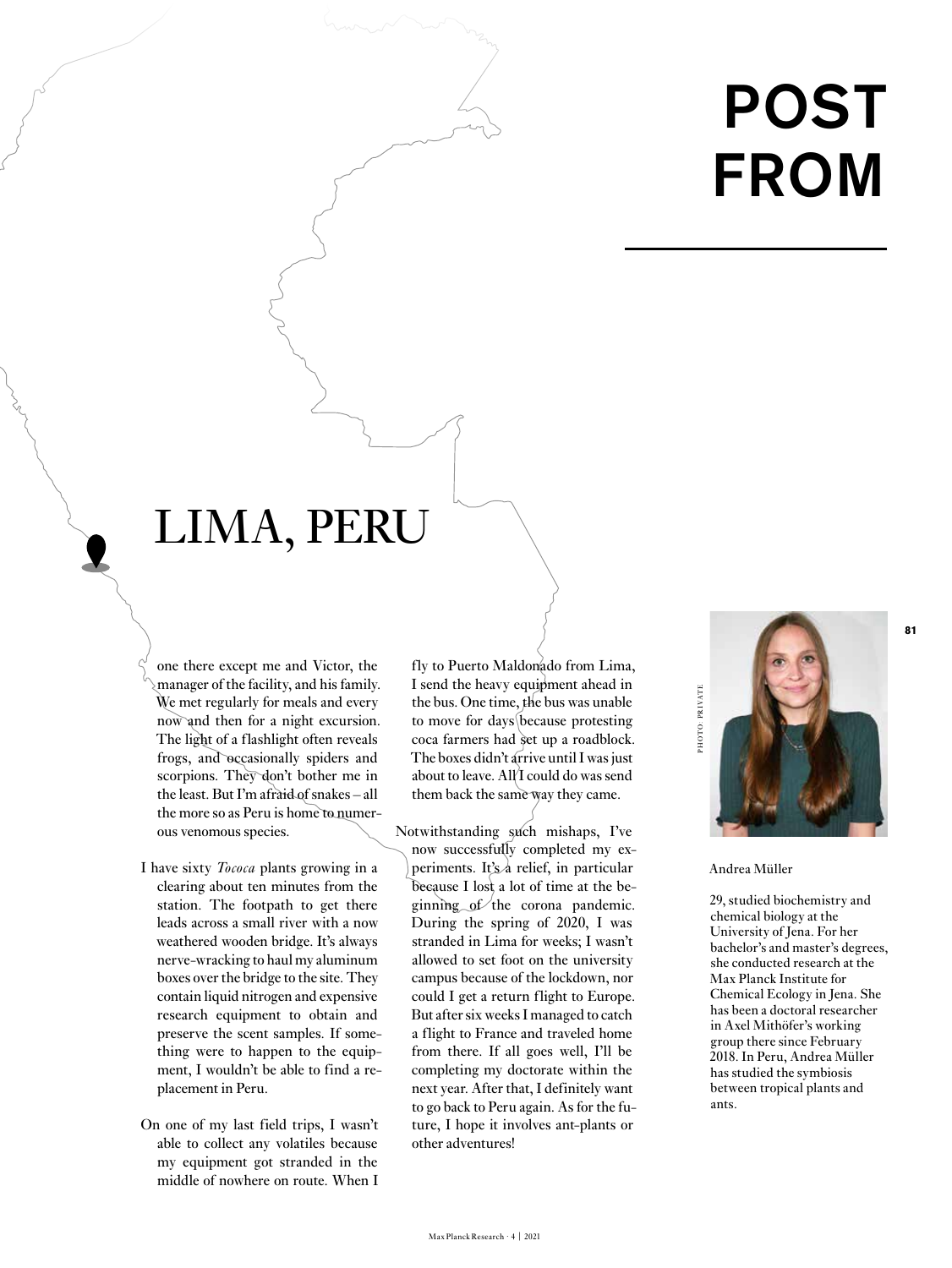# POST FROM

# LIMA, PERU

one there except me and Victor, the manager of the facility, and his family. We met regularly for meals and every now and then for a night excursion. The light of a flashlight often reveals frogs, and occasionally spiders and scorpions. They don't bother me in the least. But I'm afraid of snakes – all the more so as Peru is home to numerous venomous species.

I have sixty *Tococa* plants growing in a clearing about ten minutes from the station. The footpath to get there leads across a small river with a now weathered wooden bridge. It's always nerve-wracking to haul my aluminum boxes over the bridge to the site. They contain liquid nitrogen and expensive research equipment to obtain and preserve the scent samples. If something were to happen to the equipment, I wouldn't be able to find a replacement in Peru.

On one of my last field trips, I wasn't able to collect any volatiles because my equipment got stranded in the middle of nowhere on route. When I fly to Puerto Maldonado from Lima, I send the heavy equipment ahead in the bus. One time, the bus was unable to move for days because protesting coca farmers had set up a roadblock. The boxes didn't arrive until I was just about to leave. All I could do was send them back the same way they came.

Notwithstanding such mishaps, I've now successfully completed my experiments. It's a relief, in particular because I lost a lot of time at the beginning of the corona pandemic. During the spring of 2020, I was stranded in Lima for weeks; I wasn't allowed to set foot on the university campus because of the lockdown, nor could I get a return flight to Europe. But after six weeks I managed to catch a flight to France and traveled home from there. If all goes well, I'll be completing my doctorate within the next year. After that, I definitely want to go back to Peru again. As for the future, I hope it involves ant-plants or other adventures!

PHOTO: PRIVATE

Andrea Müller

29, studied biochemistry and chemical biology at the University of Jena. For her bachelor's and master's degrees, she conducted research at the Max Planck Institute for Chemical Ecology in Jena. She has been a doctoral researcher in Axel Mithöfer's working group there since February 2018. In Peru, Andrea Müller has studied the symbiosis between tropical plants and ants.